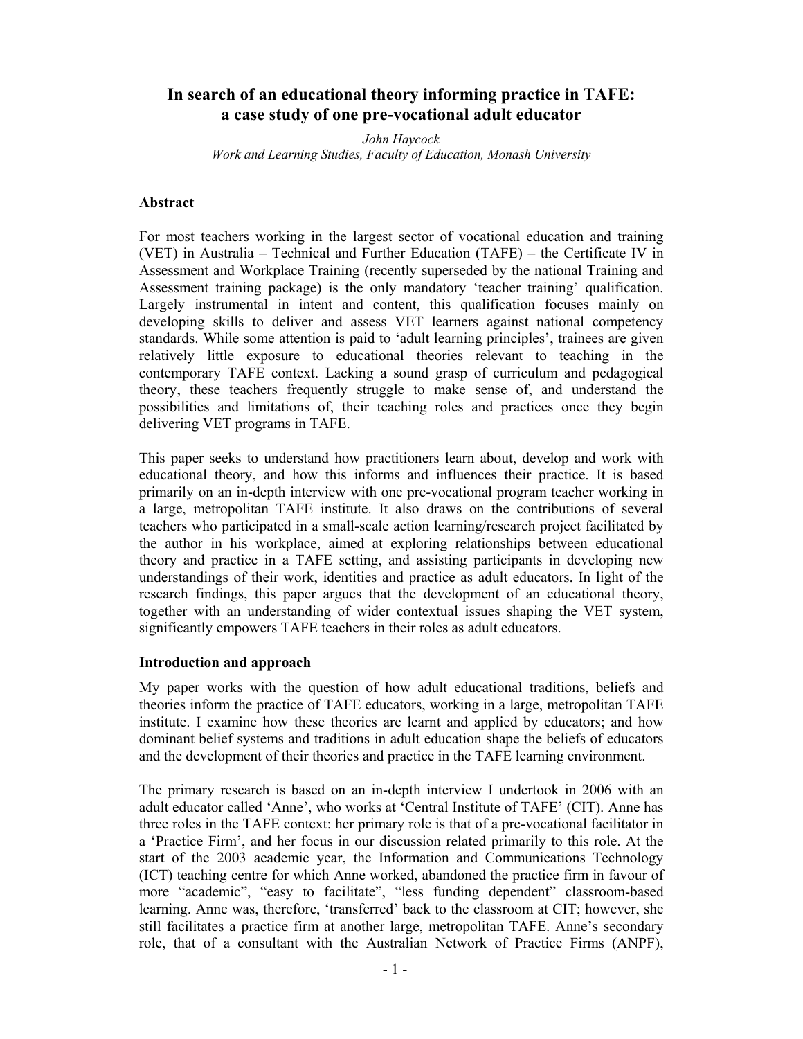# In search of an educational theory informing practice in TAFE: a case study of one pre-vocational adult educator

*John Haycock*
*Work and Learning Studies, Faculty of Education, Monash University*

## Abstract

For most teachers working in the largest sector of vocational education and training (VET) in Australia – Technical and Further Education (TAFE) – the Certificate IV in Assessment and Workplace Training (recently superseded by the national Training and Assessment training package) is the only mandatory 'teacher training' qualification. Largely instrumental in intent and content, this qualification focuses mainly on developing skills to deliver and assess VET learners against national competency standards. While some attention is paid to 'adult learning principles', trainees are given relatively little exposure to educational theories relevant to teaching in the contemporary TAFE context. Lacking a sound grasp of curriculum and pedagogical theory, these teachers frequently struggle to make sense of, and understand the possibilities and limitations of, their teaching roles and practices once they begin delivering VET programs in TAFE.

This paper seeks to understand how practitioners learn about, develop and work with educational theory, and how this informs and influences their practice. It is based primarily on an in-depth interview with one pre-vocational program teacher working in a large, metropolitan TAFE institute. It also draws on the contributions of several teachers who participated in a small-scale action learning/research project facilitated by the author in his workplace, aimed at exploring relationships between educational theory and practice in a TAFE setting, and assisting participants in developing new understandings of their work, identities and practice as adult educators. In light of the research findings, this paper argues that the development of an educational theory, together with an understanding of wider contextual issues shaping the VET system, significantly empowers TAFE teachers in their roles as adult educators.

## Introduction and approach

My paper works with the question of how adult educational traditions, beliefs and theories inform the practice of TAFE educators, working in a large, metropolitan TAFE institute. I examine how these theories are learnt and applied by educators; and how dominant belief systems and traditions in adult education shape the beliefs of educators and the development of their theories and practice in the TAFE learning environment.

The primary research is based on an in-depth interview I undertook in 2006 with an adult educator called 'Anne', who works at 'Central Institute of TAFE' (CIT). Anne has three roles in the TAFE context: her primary role is that of a pre-vocational facilitator in a 'Practice Firm', and her focus in our discussion related primarily to this role. At the start of the 2003 academic year, the Information and Communications Technology (ICT) teaching centre for which Anne worked, abandoned the practice firm in favour of more "academic", "easy to facilitate", "less funding dependent" classroom-based learning. Anne was, therefore, 'transferred' back to the classroom at CIT; however, she still facilitates a practice firm at another large, metropolitan TAFE. Anne's secondary role, that of a consultant with the Australian Network of Practice Firms (ANPF),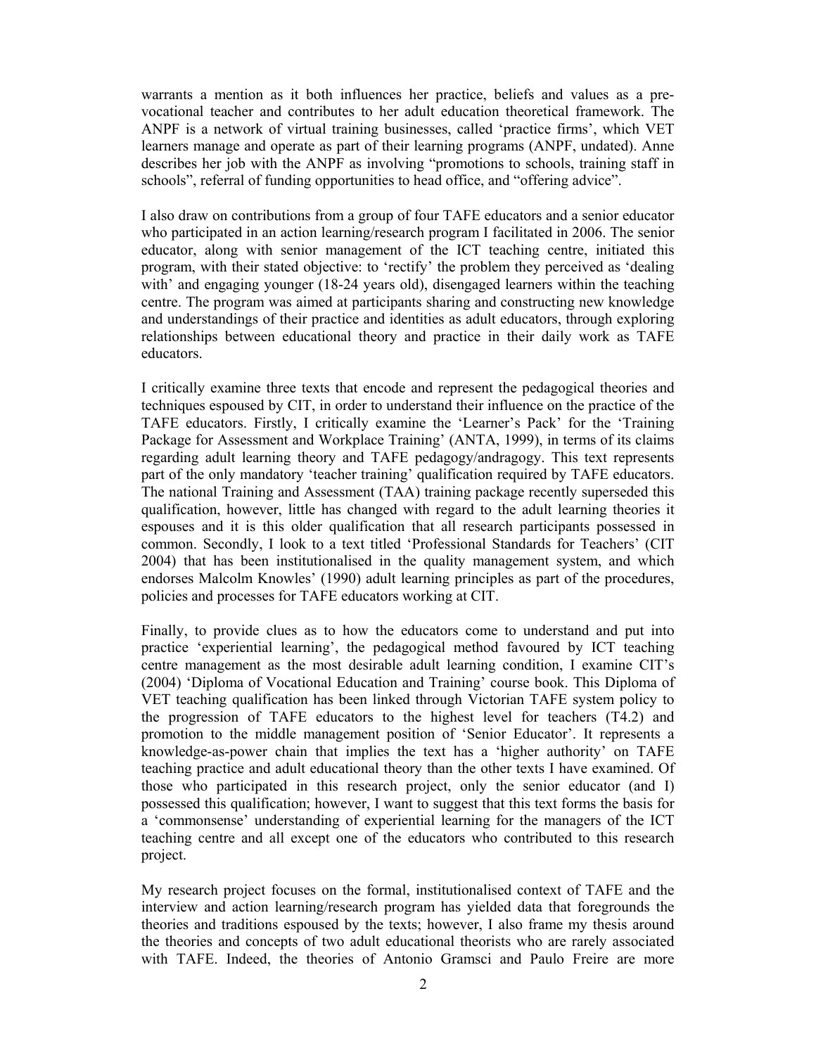warrants a mention as it both influences her practice, beliefs and values as a pre-vocational teacher and contributes to her adult education theoretical framework. The ANPF is a network of virtual training businesses, called 'practice firms', which VET learners manage and operate as part of their learning programs (ANPF, undated). Anne describes her job with the ANPF as involving "promotions to schools, training staff in schools", referral of funding opportunities to head office, and "offering advice".

I also draw on contributions from a group of four TAFE educators and a senior educator who participated in an action learning/research program I facilitated in 2006. The senior educator, along with senior management of the ICT teaching centre, initiated this program, with their stated objective: to 'rectify' the problem they perceived as 'dealing with' and engaging younger (18-24 years old), disengaged learners within the teaching centre. The program was aimed at participants sharing and constructing new knowledge and understandings of their practice and identities as adult educators, through exploring relationships between educational theory and practice in their daily work as TAFE educators.

I critically examine three texts that encode and represent the pedagogical theories and techniques espoused by CIT, in order to understand their influence on the practice of the TAFE educators. Firstly, I critically examine the 'Learner's Pack' for the 'Training Package for Assessment and Workplace Training' (ANTA, 1999), in terms of its claims regarding adult learning theory and TAFE pedagogy/andragogy. This text represents part of the only mandatory 'teacher training' qualification required by TAFE educators. The national Training and Assessment (TAA) training package recently superseded this qualification, however, little has changed with regard to the adult learning theories it espouses and it is this older qualification that all research participants possessed in common. Secondly, I look to a text titled 'Professional Standards for Teachers' (CIT 2004) that has been institutionalised in the quality management system, and which endorses Malcolm Knowles' (1990) adult learning principles as part of the procedures, policies and processes for TAFE educators working at CIT.

Finally, to provide clues as to how the educators come to understand and put into practice 'experiential learning', the pedagogical method favoured by ICT teaching centre management as the most desirable adult learning condition, I examine CIT's (2004) 'Diploma of Vocational Education and Training' course book. This Diploma of VET teaching qualification has been linked through Victorian TAFE system policy to the progression of TAFE educators to the highest level for teachers (T4.2) and promotion to the middle management position of 'Senior Educator'. It represents a knowledge-as-power chain that implies the text has a 'higher authority' on TAFE teaching practice and adult educational theory than the other texts I have examined. Of those who participated in this research project, only the senior educator (and I) possessed this qualification; however, I want to suggest that this text forms the basis for a 'commonsense' understanding of experiential learning for the managers of the ICT teaching centre and all except one of the educators who contributed to this research project.

My research project focuses on the formal, institutionalised context of TAFE and the interview and action learning/research program has yielded data that foregrounds the theories and traditions espoused by the texts; however, I also frame my thesis around the theories and concepts of two adult educational theorists who are rarely associated with TAFE. Indeed, the theories of Antonio Gramsci and Paulo Freire are more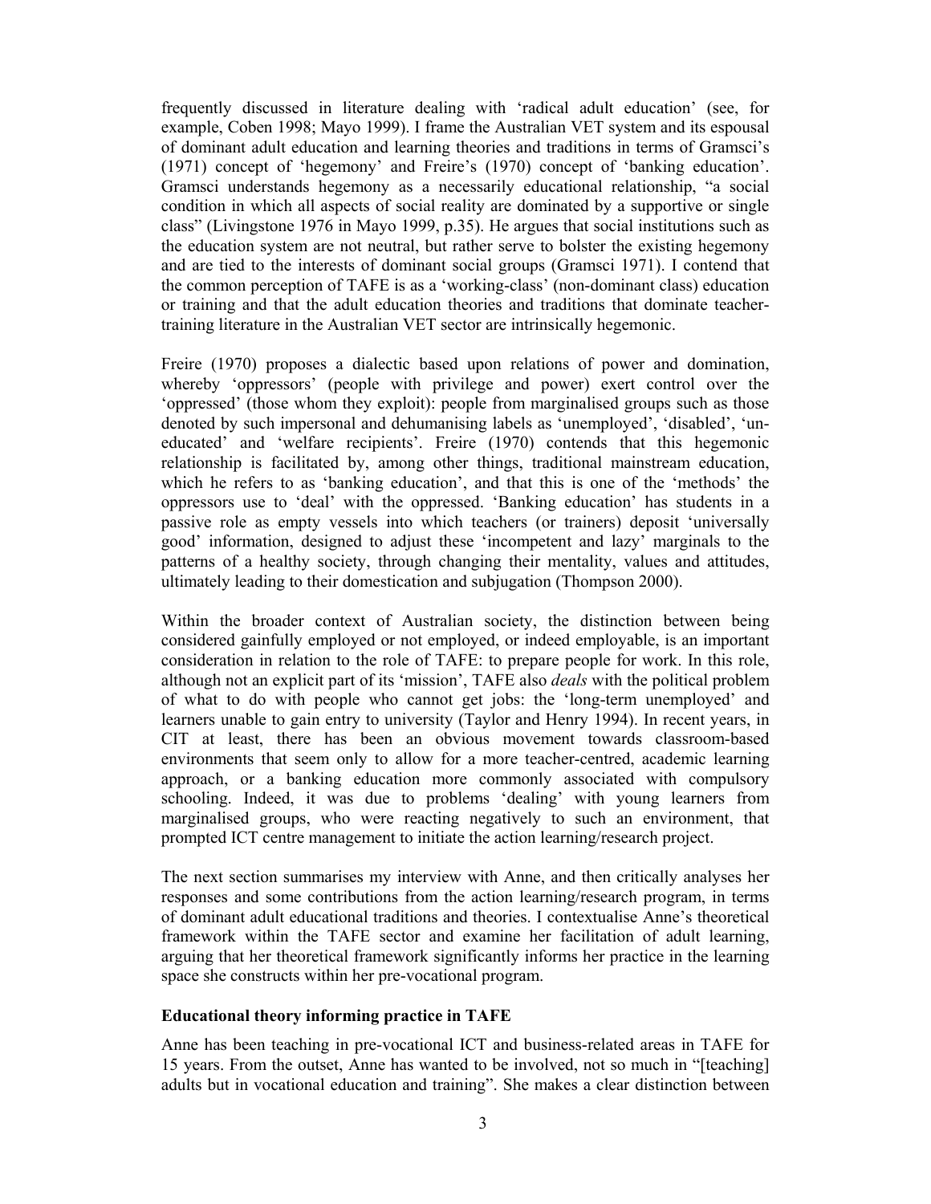frequently discussed in literature dealing with 'radical adult education' (see, for example, Coben 1998; Mayo 1999). I frame the Australian VET system and its espousal of dominant adult education and learning theories and traditions in terms of Gramsci's (1971) concept of 'hegemony' and Freire's (1970) concept of 'banking education'. Gramsci understands hegemony as a necessarily educational relationship, "a social condition in which all aspects of social reality are dominated by a supportive or single class" (Livingstone 1976 in Mayo 1999, p.35). He argues that social institutions such as the education system are not neutral, but rather serve to bolster the existing hegemony and are tied to the interests of dominant social groups (Gramsci 1971). I contend that the common perception of TAFE is as a 'working-class' (non-dominant class) education or training and that the adult education theories and traditions that dominate teacher-training literature in the Australian VET sector are intrinsically hegemonic.

Freire (1970) proposes a dialectic based upon relations of power and domination, whereby 'oppressors' (people with privilege and power) exert control over the 'oppressed' (those whom they exploit): people from marginalised groups such as those denoted by such impersonal and dehumanising labels as 'unemployed', 'disabled', 'un-educated' and 'welfare recipients'. Freire (1970) contends that this hegemonic relationship is facilitated by, among other things, traditional mainstream education, which he refers to as 'banking education', and that this is one of the 'methods' the oppressors use to 'deal' with the oppressed. 'Banking education' has students in a passive role as empty vessels into which teachers (or trainers) deposit 'universally good' information, designed to adjust these 'incompetent and lazy' marginals to the patterns of a healthy society, through changing their mentality, values and attitudes, ultimately leading to their domestication and subjugation (Thompson 2000).

Within the broader context of Australian society, the distinction between being considered gainfully employed or not employed, or indeed employable, is an important consideration in relation to the role of TAFE: to prepare people for work. In this role, although not an explicit part of its 'mission', TAFE also *deals* with the political problem of what to do with people who cannot get jobs: the 'long-term unemployed' and learners unable to gain entry to university (Taylor and Henry 1994). In recent years, in CIT at least, there has been an obvious movement towards classroom-based environments that seem only to allow for a more teacher-centred, academic learning approach, or a banking education more commonly associated with compulsory schooling. Indeed, it was due to problems 'dealing' with young learners from marginalised groups, who were reacting negatively to such an environment, that prompted ICT centre management to initiate the action learning/research project.

The next section summarises my interview with Anne, and then critically analyses her responses and some contributions from the action learning/research program, in terms of dominant adult educational traditions and theories. I contextualise Anne's theoretical framework within the TAFE sector and examine her facilitation of adult learning, arguing that her theoretical framework significantly informs her practice in the learning space she constructs within her pre-vocational program.

### Educational theory informing practice in TAFE

Anne has been teaching in pre-vocational ICT and business-related areas in TAFE for 15 years. From the outset, Anne has wanted to be involved, not so much in "[teaching] adults but in vocational education and training". She makes a clear distinction between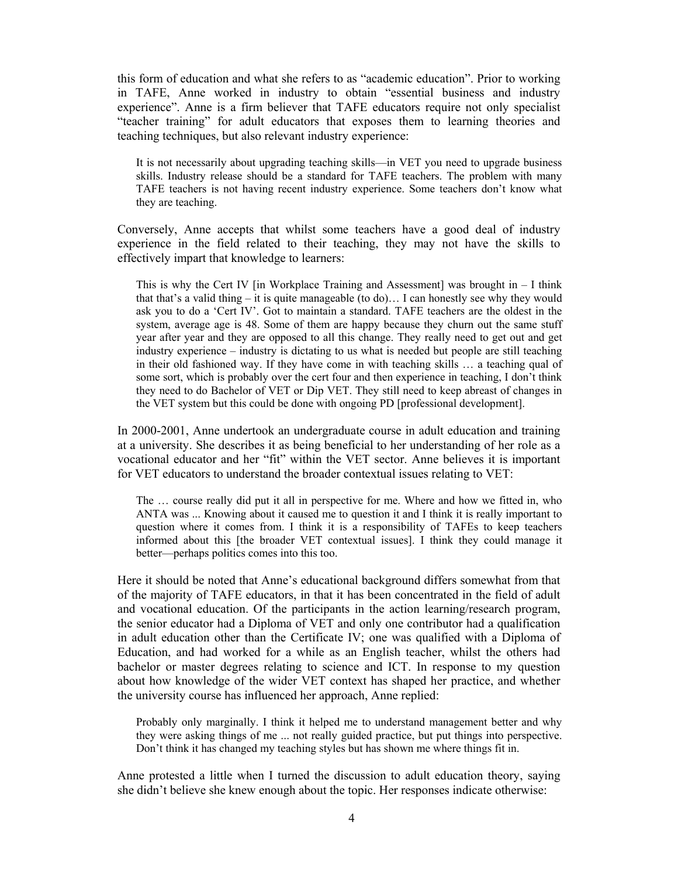this form of education and what she refers to as "academic education". Prior to working in TAFE, Anne worked in industry to obtain "essential business and industry experience". Anne is a firm believer that TAFE educators require not only specialist "teacher training" for adult educators that exposes them to learning theories and teaching techniques, but also relevant industry experience:

> It is not necessarily about upgrading teaching skills—in VET you need to upgrade business skills. Industry release should be a standard for TAFE teachers. The problem with many TAFE teachers is not having recent industry experience. Some teachers don't know what they are teaching.

Conversely, Anne accepts that whilst some teachers have a good deal of industry experience in the field related to their teaching, they may not have the skills to effectively impart that knowledge to learners:

> This is why the Cert IV [in Workplace Training and Assessment] was brought in – I think that that's a valid thing – it is quite manageable (to do)… I can honestly see why they would ask you to do a 'Cert IV'. Got to maintain a standard. TAFE teachers are the oldest in the system, average age is 48. Some of them are happy because they churn out the same stuff year after year and they are opposed to all this change. They really need to get out and get industry experience – industry is dictating to us what is needed but people are still teaching in their old fashioned way. If they have come in with teaching skills … a teaching qual of some sort, which is probably over the cert four and then experience in teaching, I don't think they need to do Bachelor of VET or Dip VET. They still need to keep abreast of changes in the VET system but this could be done with ongoing PD [professional development].

In 2000-2001, Anne undertook an undergraduate course in adult education and training at a university. She describes it as being beneficial to her understanding of her role as a vocational educator and her "fit" within the VET sector. Anne believes it is important for VET educators to understand the broader contextual issues relating to VET:

> The … course really did put it all in perspective for me. Where and how we fitted in, who ANTA was ... Knowing about it caused me to question it and I think it is really important to question where it comes from. I think it is a responsibility of TAFEs to keep teachers informed about this [the broader VET contextual issues]. I think they could manage it better—perhaps politics comes into this too.

Here it should be noted that Anne's educational background differs somewhat from that of the majority of TAFE educators, in that it has been concentrated in the field of adult and vocational education. Of the participants in the action learning/research program, the senior educator had a Diploma of VET and only one contributor had a qualification in adult education other than the Certificate IV; one was qualified with a Diploma of Education, and had worked for a while as an English teacher, whilst the others had bachelor or master degrees relating to science and ICT. In response to my question about how knowledge of the wider VET context has shaped her practice, and whether the university course has influenced her approach, Anne replied:

> Probably only marginally. I think it helped me to understand management better and why they were asking things of me ... not really guided practice, but put things into perspective. Don't think it has changed my teaching styles but has shown me where things fit in.

Anne protested a little when I turned the discussion to adult education theory, saying she didn't believe she knew enough about the topic. Her responses indicate otherwise: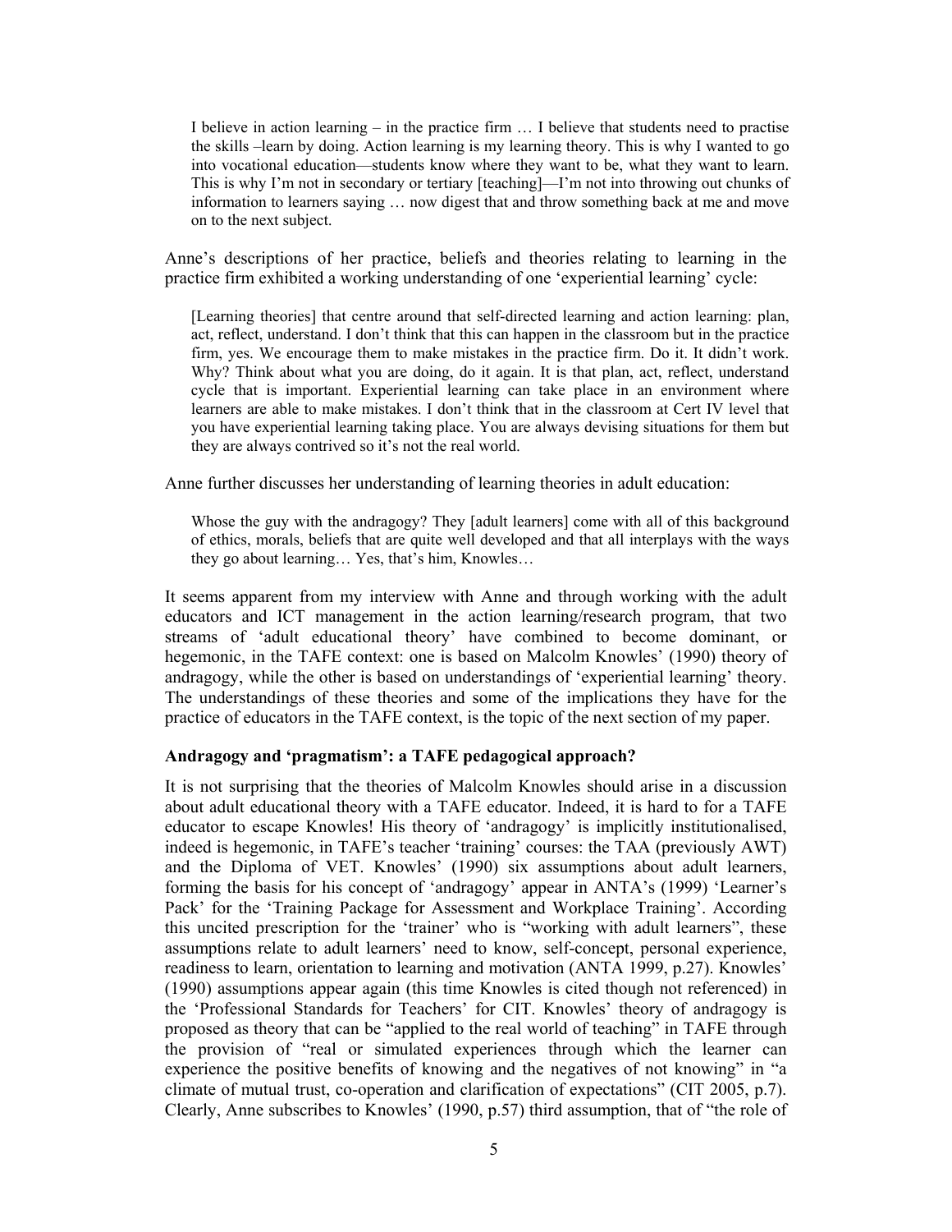> I believe in action learning – in the practice firm … I believe that students need to practise the skills –learn by doing. Action learning is my learning theory. This is why I wanted to go into vocational education—students know where they want to be, what they want to learn. This is why I'm not in secondary or tertiary [teaching]—I'm not into throwing out chunks of information to learners saying … now digest that and throw something back at me and move on to the next subject.

Anne's descriptions of her practice, beliefs and theories relating to learning in the practice firm exhibited a working understanding of one 'experiential learning' cycle:

> [Learning theories] that centre around that self-directed learning and action learning: plan, act, reflect, understand. I don't think that this can happen in the classroom but in the practice firm, yes. We encourage them to make mistakes in the practice firm. Do it. It didn't work. Why? Think about what you are doing, do it again. It is that plan, act, reflect, understand cycle that is important. Experiential learning can take place in an environment where learners are able to make mistakes. I don't think that in the classroom at Cert IV level that you have experiential learning taking place. You are always devising situations for them but they are always contrived so it's not the real world.

Anne further discusses her understanding of learning theories in adult education:

> Whose the guy with the andragogy? They [adult learners] come with all of this background of ethics, morals, beliefs that are quite well developed and that all interplays with the ways they go about learning… Yes, that's him, Knowles…

It seems apparent from my interview with Anne and through working with the adult educators and ICT management in the action learning/research program, that two streams of 'adult educational theory' have combined to become dominant, or hegemonic, in the TAFE context: one is based on Malcolm Knowles' (1990) theory of andragogy, while the other is based on understandings of 'experiential learning' theory. The understandings of these theories and some of the implications they have for the practice of educators in the TAFE context, is the topic of the next section of my paper.

**Andragogy and 'pragmatism': a TAFE pedagogical approach?**

It is not surprising that the theories of Malcolm Knowles should arise in a discussion about adult educational theory with a TAFE educator. Indeed, it is hard to for a TAFE educator to escape Knowles! His theory of 'andragogy' is implicitly institutionalised, indeed is hegemonic, in TAFE's teacher 'training' courses: the TAA (previously AWT) and the Diploma of VET. Knowles' (1990) six assumptions about adult learners, forming the basis for his concept of 'andragogy' appear in ANTA's (1999) 'Learner's Pack' for the 'Training Package for Assessment and Workplace Training'. According this uncited prescription for the 'trainer' who is "working with adult learners", these assumptions relate to adult learners' need to know, self-concept, personal experience, readiness to learn, orientation to learning and motivation (ANTA 1999, p.27). Knowles' (1990) assumptions appear again (this time Knowles is cited though not referenced) in the 'Professional Standards for Teachers' for CIT. Knowles' theory of andragogy is proposed as theory that can be "applied to the real world of teaching" in TAFE through the provision of "real or simulated experiences through which the learner can experience the positive benefits of knowing and the negatives of not knowing" in "a climate of mutual trust, co-operation and clarification of expectations" (CIT 2005, p.7). Clearly, Anne subscribes to Knowles' (1990, p.57) third assumption, that of "the role of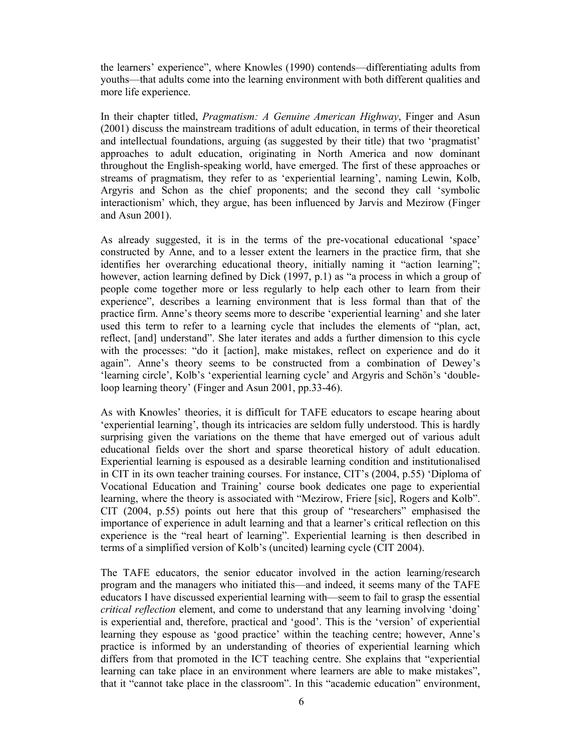the learners' experience", where Knowles (1990) contends—differentiating adults from youths—that adults come into the learning environment with both different qualities and more life experience.

In their chapter titled, *Pragmatism: A Genuine American Highway*, Finger and Asun (2001) discuss the mainstream traditions of adult education, in terms of their theoretical and intellectual foundations, arguing (as suggested by their title) that two 'pragmatist' approaches to adult education, originating in North America and now dominant throughout the English-speaking world, have emerged. The first of these approaches or streams of pragmatism, they refer to as 'experiential learning', naming Lewin, Kolb, Argyris and Schon as the chief proponents; and the second they call 'symbolic interactionism' which, they argue, has been influenced by Jarvis and Mezirow (Finger and Asun 2001).

As already suggested, it is in the terms of the pre-vocational educational 'space' constructed by Anne, and to a lesser extent the learners in the practice firm, that she identifies her overarching educational theory, initially naming it "action learning"; however, action learning defined by Dick (1997, p.1) as "a process in which a group of people come together more or less regularly to help each other to learn from their experience", describes a learning environment that is less formal than that of the practice firm. Anne's theory seems more to describe 'experiential learning' and she later used this term to refer to a learning cycle that includes the elements of "plan, act, reflect, [and] understand". She later iterates and adds a further dimension to this cycle with the processes: "do it [action], make mistakes, reflect on experience and do it again". Anne's theory seems to be constructed from a combination of Dewey's 'learning circle', Kolb's 'experiential learning cycle' and Argyris and Schön's 'double-loop learning theory' (Finger and Asun 2001, pp.33-46).

As with Knowles' theories, it is difficult for TAFE educators to escape hearing about 'experiential learning', though its intricacies are seldom fully understood. This is hardly surprising given the variations on the theme that have emerged out of various adult educational fields over the short and sparse theoretical history of adult education. Experiential learning is espoused as a desirable learning condition and institutionalised in CIT in its own teacher training courses. For instance, CIT's (2004, p.55) 'Diploma of Vocational Education and Training' course book dedicates one page to experiential learning, where the theory is associated with "Mezirow, Friere [sic], Rogers and Kolb". CIT (2004, p.55) points out here that this group of "researchers" emphasised the importance of experience in adult learning and that a learner's critical reflection on this experience is the "real heart of learning". Experiential learning is then described in terms of a simplified version of Kolb's (uncited) learning cycle (CIT 2004).

The TAFE educators, the senior educator involved in the action learning/research program and the managers who initiated this—and indeed, it seems many of the TAFE educators I have discussed experiential learning with—seem to fail to grasp the essential *critical reflection* element, and come to understand that any learning involving 'doing' is experiential and, therefore, practical and 'good'. This is the 'version' of experiential learning they espouse as 'good practice' within the teaching centre; however, Anne's practice is informed by an understanding of theories of experiential learning which differs from that promoted in the ICT teaching centre. She explains that "experiential learning can take place in an environment where learners are able to make mistakes", that it "cannot take place in the classroom". In this "academic education" environment,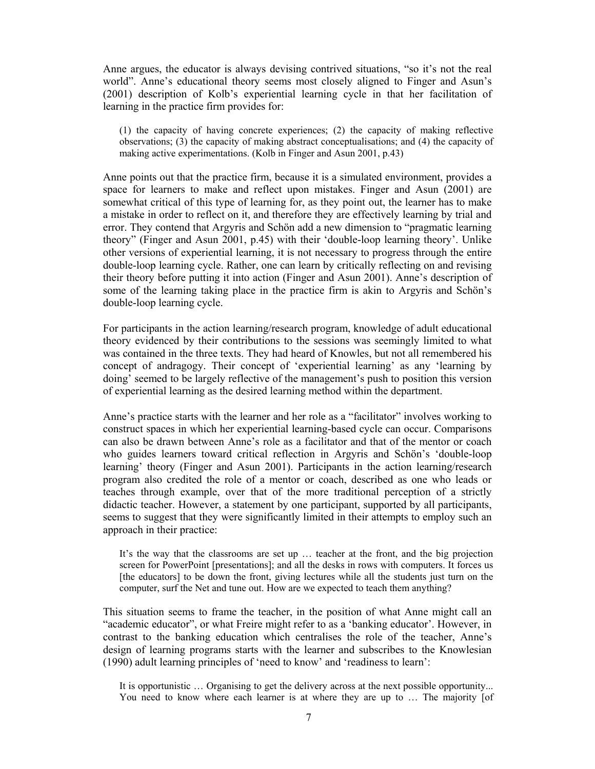Anne argues, the educator is always devising contrived situations, "so it's not the real world". Anne's educational theory seems most closely aligned to Finger and Asun's (2001) description of Kolb's experiential learning cycle in that her facilitation of learning in the practice firm provides for:

> (1) the capacity of having concrete experiences; (2) the capacity of making reflective observations; (3) the capacity of making abstract conceptualisations; and (4) the capacity of making active experimentations. (Kolb in Finger and Asun 2001, p.43)

Anne points out that the practice firm, because it is a simulated environment, provides a space for learners to make and reflect upon mistakes. Finger and Asun (2001) are somewhat critical of this type of learning for, as they point out, the learner has to make a mistake in order to reflect on it, and therefore they are effectively learning by trial and error. They contend that Argyris and Schön add a new dimension to "pragmatic learning theory" (Finger and Asun 2001, p.45) with their 'double-loop learning theory'. Unlike other versions of experiential learning, it is not necessary to progress through the entire double-loop learning cycle. Rather, one can learn by critically reflecting on and revising their theory before putting it into action (Finger and Asun 2001). Anne's description of some of the learning taking place in the practice firm is akin to Argyris and Schön's double-loop learning cycle.

For participants in the action learning/research program, knowledge of adult educational theory evidenced by their contributions to the sessions was seemingly limited to what was contained in the three texts. They had heard of Knowles, but not all remembered his concept of andragogy. Their concept of 'experiential learning' as any 'learning by doing' seemed to be largely reflective of the management's push to position this version of experiential learning as the desired learning method within the department.

Anne's practice starts with the learner and her role as a "facilitator" involves working to construct spaces in which her experiential learning-based cycle can occur. Comparisons can also be drawn between Anne's role as a facilitator and that of the mentor or coach who guides learners toward critical reflection in Argyris and Schön's 'double-loop learning' theory (Finger and Asun 2001). Participants in the action learning/research program also credited the role of a mentor or coach, described as one who leads or teaches through example, over that of the more traditional perception of a strictly didactic teacher. However, a statement by one participant, supported by all participants, seems to suggest that they were significantly limited in their attempts to employ such an approach in their practice:

> It's the way that the classrooms are set up … teacher at the front, and the big projection screen for PowerPoint [presentations]; and all the desks in rows with computers. It forces us [the educators] to be down the front, giving lectures while all the students just turn on the computer, surf the Net and tune out. How are we expected to teach them anything?

This situation seems to frame the teacher, in the position of what Anne might call an "academic educator", or what Freire might refer to as a 'banking educator'. However, in contrast to the banking education which centralises the role of the teacher, Anne's design of learning programs starts with the learner and subscribes to the Knowlesian (1990) adult learning principles of 'need to know' and 'readiness to learn':

> It is opportunistic … Organising to get the delivery across at the next possible opportunity... You need to know where each learner is at where they are up to … The majority [of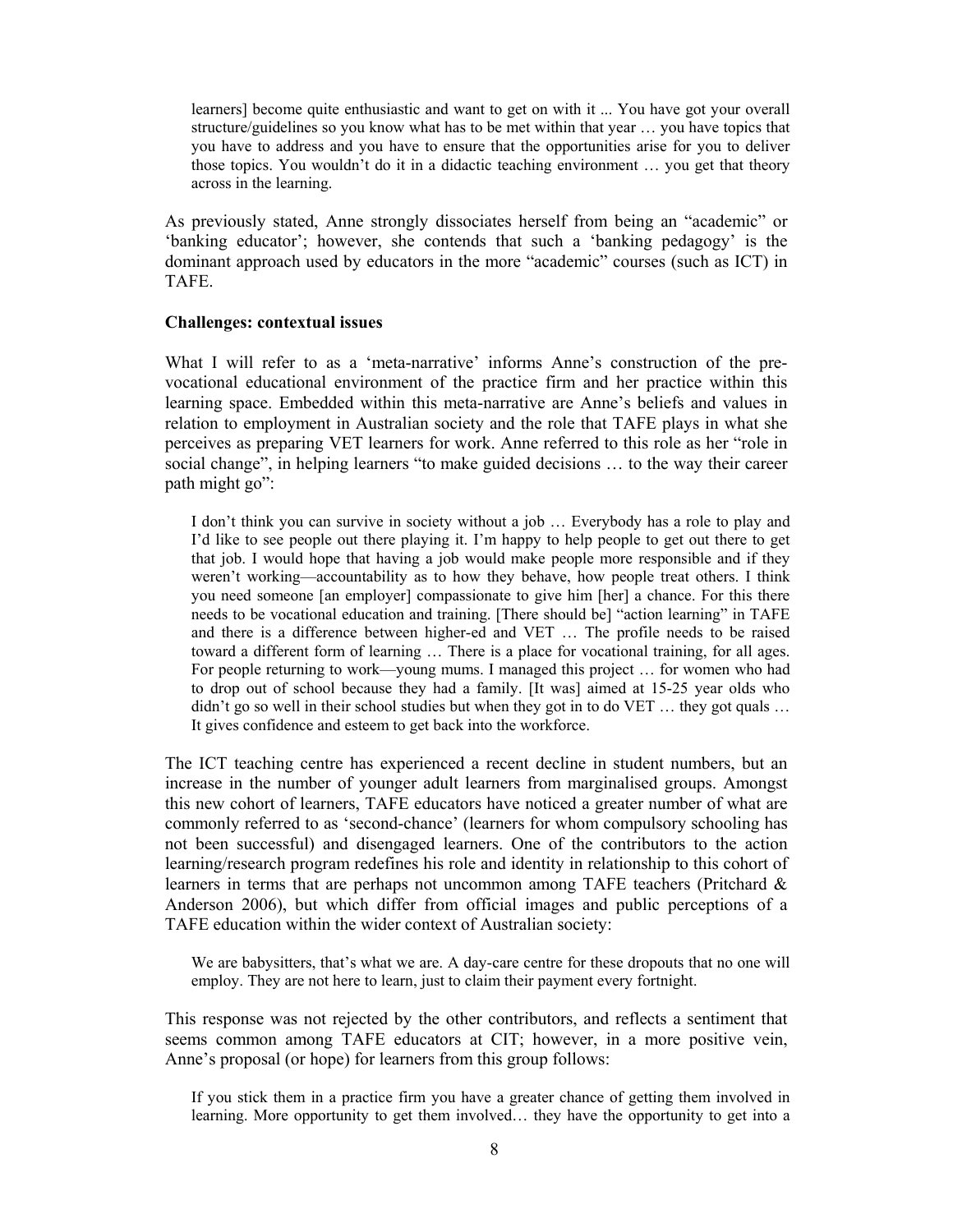learners] become quite enthusiastic and want to get on with it ... You have got your overall structure/guidelines so you know what has to be met within that year … you have topics that you have to address and you have to ensure that the opportunities arise for you to deliver those topics. You wouldn't do it in a didactic teaching environment … you get that theory across in the learning.

As previously stated, Anne strongly dissociates herself from being an "academic" or 'banking educator'; however, she contends that such a 'banking pedagogy' is the dominant approach used by educators in the more "academic" courses (such as ICT) in TAFE.

**Challenges: contextual issues**

What I will refer to as a 'meta-narrative' informs Anne's construction of the pre-vocational educational environment of the practice firm and her practice within this learning space. Embedded within this meta-narrative are Anne's beliefs and values in relation to employment in Australian society and the role that TAFE plays in what she perceives as preparing VET learners for work. Anne referred to this role as her "role in social change", in helping learners "to make guided decisions … to the way their career path might go":

> I don't think you can survive in society without a job … Everybody has a role to play and I'd like to see people out there playing it. I'm happy to help people to get out there to get that job. I would hope that having a job would make people more responsible and if they weren't working—accountability as to how they behave, how people treat others. I think you need someone [an employer] compassionate to give him [her] a chance. For this there needs to be vocational education and training. [There should be] "action learning" in TAFE and there is a difference between higher-ed and VET … The profile needs to be raised toward a different form of learning … There is a place for vocational training, for all ages. For people returning to work—young mums. I managed this project … for women who had to drop out of school because they had a family. [It was] aimed at 15-25 year olds who didn't go so well in their school studies but when they got in to do VET … they got quals … It gives confidence and esteem to get back into the workforce.

The ICT teaching centre has experienced a recent decline in student numbers, but an increase in the number of younger adult learners from marginalised groups. Amongst this new cohort of learners, TAFE educators have noticed a greater number of what are commonly referred to as 'second-chance' (learners for whom compulsory schooling has not been successful) and disengaged learners. One of the contributors to the action learning/research program redefines his role and identity in relationship to this cohort of learners in terms that are perhaps not uncommon among TAFE teachers (Pritchard & Anderson 2006), but which differ from official images and public perceptions of a TAFE education within the wider context of Australian society:

> We are babysitters, that's what we are. A day-care centre for these dropouts that no one will employ. They are not here to learn, just to claim their payment every fortnight.

This response was not rejected by the other contributors, and reflects a sentiment that seems common among TAFE educators at CIT; however, in a more positive vein, Anne's proposal (or hope) for learners from this group follows:

> If you stick them in a practice firm you have a greater chance of getting them involved in learning. More opportunity to get them involved… they have the opportunity to get into a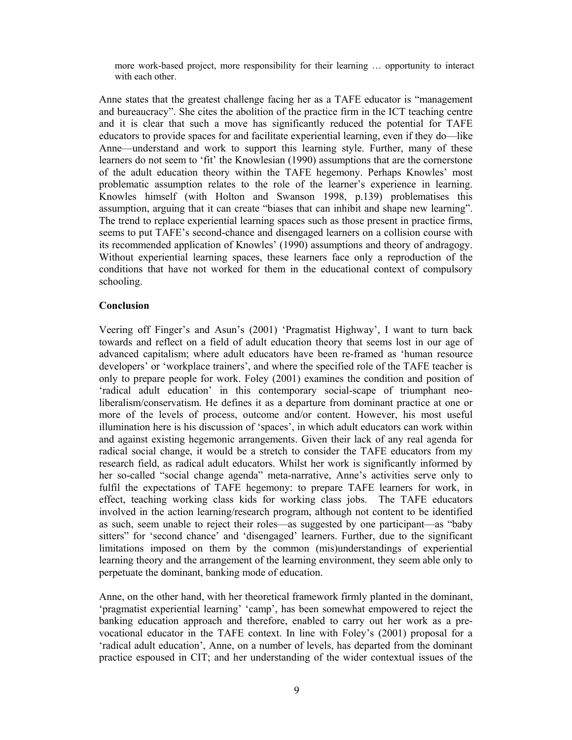more work-based project, more responsibility for their learning … opportunity to interact with each other.

Anne states that the greatest challenge facing her as a TAFE educator is "management and bureaucracy". She cites the abolition of the practice firm in the ICT teaching centre and it is clear that such a move has significantly reduced the potential for TAFE educators to provide spaces for and facilitate experiential learning, even if they do—like Anne—understand and work to support this learning style. Further, many of these learners do not seem to 'fit' the Knowlesian (1990) assumptions that are the cornerstone of the adult education theory within the TAFE hegemony. Perhaps Knowles' most problematic assumption relates to the role of the learner's experience in learning. Knowles himself (with Holton and Swanson 1998, p.139) problematises this assumption, arguing that it can create "biases that can inhibit and shape new learning". The trend to replace experiential learning spaces such as those present in practice firms, seems to put TAFE's second-chance and disengaged learners on a collision course with its recommended application of Knowles' (1990) assumptions and theory of andragogy. Without experiential learning spaces, these learners face only a reproduction of the conditions that have not worked for them in the educational context of compulsory schooling.

**Conclusion**

Veering off Finger's and Asun's (2001) 'Pragmatist Highway', I want to turn back towards and reflect on a field of adult education theory that seems lost in our age of advanced capitalism; where adult educators have been re-framed as 'human resource developers' or 'workplace trainers', and where the specified role of the TAFE teacher is only to prepare people for work. Foley (2001) examines the condition and position of 'radical adult education' in this contemporary social-scape of triumphant neo-liberalism/conservatism. He defines it as a departure from dominant practice at one or more of the levels of process, outcome and/or content. However, his most useful illumination here is his discussion of 'spaces', in which adult educators can work within and against existing hegemonic arrangements. Given their lack of any real agenda for radical social change, it would be a stretch to consider the TAFE educators from my research field, as radical adult educators. Whilst her work is significantly informed by her so-called "social change agenda" meta-narrative, Anne's activities serve only to fulfil the expectations of TAFE hegemony: to prepare TAFE learners for work, in effect, teaching working class kids for working class jobs. The TAFE educators involved in the action learning/research program, although not content to be identified as such, seem unable to reject their roles—as suggested by one participant—as "baby sitters" for 'second chance' and 'disengaged' learners. Further, due to the significant limitations imposed on them by the common (mis)understandings of experiential learning theory and the arrangement of the learning environment, they seem able only to perpetuate the dominant, banking mode of education.

Anne, on the other hand, with her theoretical framework firmly planted in the dominant, 'pragmatist experiential learning' 'camp', has been somewhat empowered to reject the banking education approach and therefore, enabled to carry out her work as a pre-vocational educator in the TAFE context. In line with Foley's (2001) proposal for a 'radical adult education', Anne, on a number of levels, has departed from the dominant practice espoused in CIT; and her understanding of the wider contextual issues of the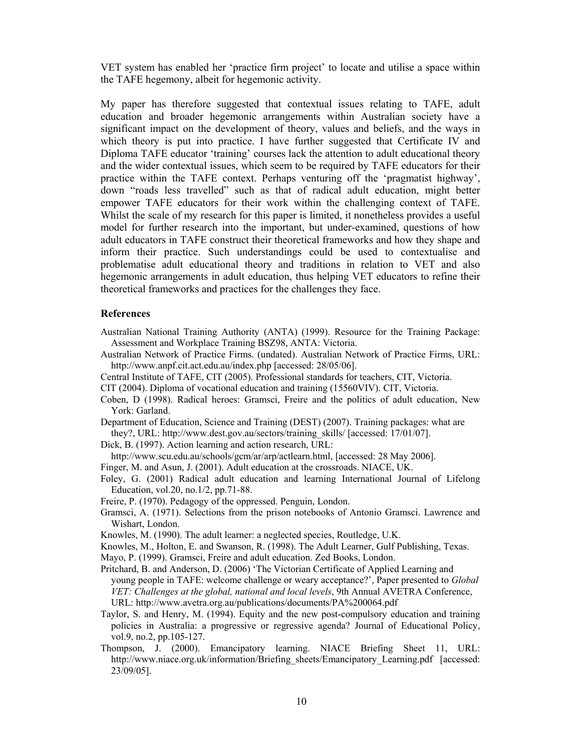VET system has enabled her 'practice firm project' to locate and utilise a space within the TAFE hegemony, albeit for hegemonic activity.

My paper has therefore suggested that contextual issues relating to TAFE, adult education and broader hegemonic arrangements within Australian society have a significant impact on the development of theory, values and beliefs, and the ways in which theory is put into practice. I have further suggested that Certificate IV and Diploma TAFE educator 'training' courses lack the attention to adult educational theory and the wider contextual issues, which seem to be required by TAFE educators for their practice within the TAFE context. Perhaps venturing off the 'pragmatist highway', down "roads less travelled" such as that of radical adult education, might better empower TAFE educators for their work within the challenging context of TAFE. Whilst the scale of my research for this paper is limited, it nonetheless provides a useful model for further research into the important, but under-examined, questions of how adult educators in TAFE construct their theoretical frameworks and how they shape and inform their practice. Such understandings could be used to contextualise and problematise adult educational theory and traditions in relation to VET and also hegemonic arrangements in adult education, thus helping VET educators to refine their theoretical frameworks and practices for the challenges they face.

## References

Australian National Training Authority (ANTA) (1999). Resource for the Training Package: Assessment and Workplace Training BSZ98, ANTA: Victoria.

Australian Network of Practice Firms. (undated). Australian Network of Practice Firms, URL: http://www.anpf.cit.act.edu.au/index.php [accessed: 28/05/06].

Central Institute of TAFE, CIT (2005). Professional standards for teachers, CIT, Victoria.

CIT (2004). Diploma of vocational education and training (15560VIV). CIT, Victoria.

Coben, D (1998). Radical heroes: Gramsci, Freire and the politics of adult education, New York: Garland.

Department of Education, Science and Training (DEST) (2007). Training packages: what are they?, URL: http://www.dest.gov.au/sectors/training_skills/ [accessed: 17/01/07].

Dick, B. (1997). Action learning and action research, URL: http://www.scu.edu.au/schools/gcm/ar/arp/actlearn.html, [accessed: 28 May 2006].

Finger, M. and Asun, J. (2001). Adult education at the crossroads. NIACE, UK.

Foley, G. (2001) Radical adult education and learning International Journal of Lifelong Education, vol.20, no.1/2, pp.71-88.

Freire, P. (1970). Pedagogy of the oppressed. Penguin, London.

Gramsci, A. (1971). Selections from the prison notebooks of Antonio Gramsci. Lawrence and Wishart, London.

Knowles, M. (1990). The adult learner: a neglected species, Routledge, U.K.

Knowles, M., Holton, E. and Swanson, R. (1998). The Adult Learner, Gulf Publishing, Texas.

Mayo, P. (1999). Gramsci, Freire and adult education. Zed Books, London.

Pritchard, B. and Anderson, D. (2006) 'The Victorian Certificate of Applied Learning and young people in TAFE: welcome challenge or weary acceptance?', Paper presented to *Global VET: Challenges at the global, national and local levels*, 9th Annual AVETRA Conference, URL: http://www.avetra.org.au/publications/documents/PA%200064.pdf

Taylor, S. and Henry, M. (1994). Equity and the new post-compulsory education and training policies in Australia: a progressive or regressive agenda? Journal of Educational Policy, vol.9, no.2, pp.105-127.

Thompson, J. (2000). Emancipatory learning. NIACE Briefing Sheet 11, URL: http://www.niace.org.uk/information/Briefing_sheets/Emancipatory_Learning.pdf [accessed: 23/09/05].